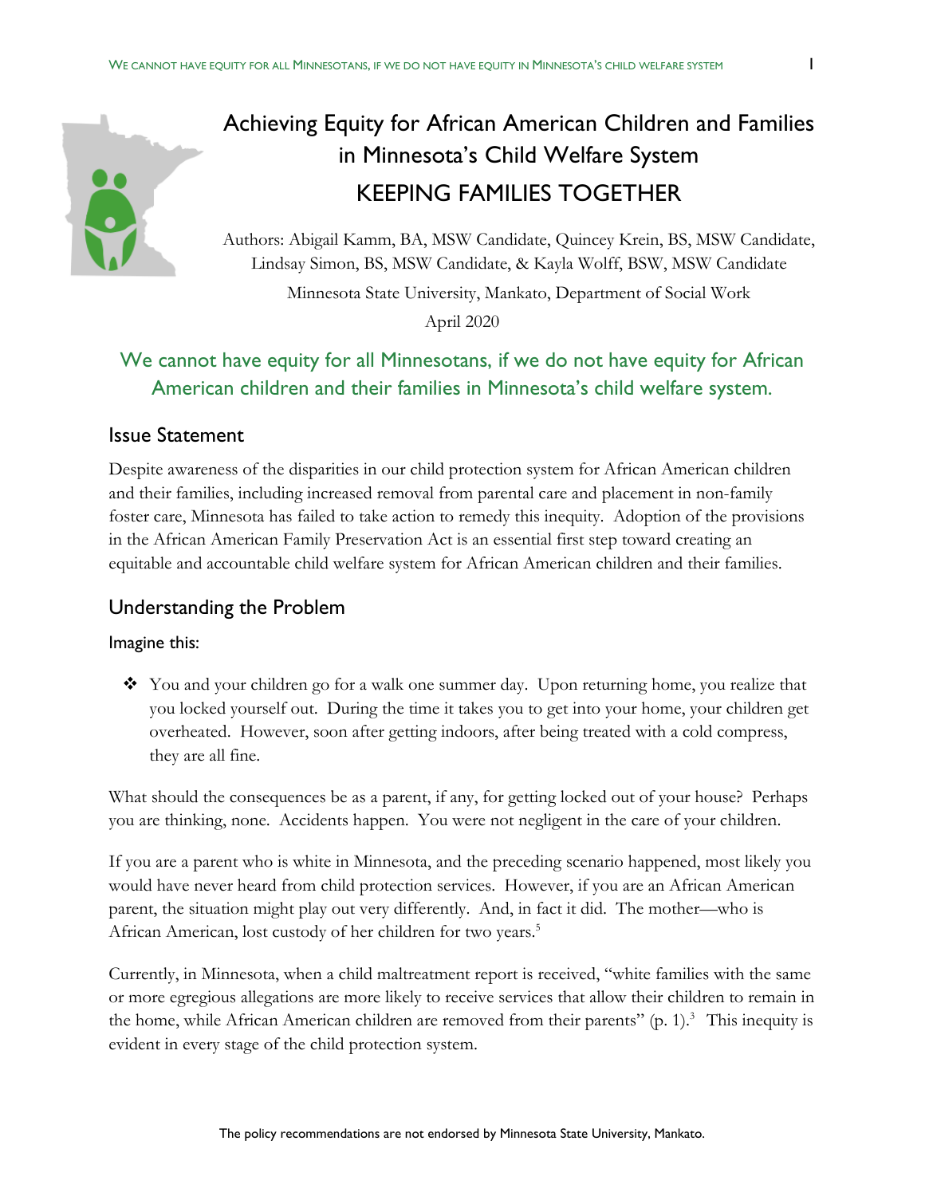# Achieving Equity for African American Children and Families in Minnesota's Child Welfare System

## KEEPING FAMILIES TOGETHER

Authors: Abigail Kamm, BA, MSW Candidate, Quincey Krein, BS, MSW Candidate, Lindsay Simon, BS, MSW Candidate, & Kayla Wolff, BSW, MSW Candidate

Minnesota State University, Mankato, Department of Social Work

April 2020

We cannot have equity for all Minnesotans, if we do not have equity for African American children and their families in Minnesota's child welfare system.

## Issue Statement

Despite awareness of the disparities in our child protection system for African American children and their families, including increased removal from parental care and placement in non-family foster care, Minnesota has failed to take action to remedy this inequity. Adoption of the provisions in the African American Family Preservation Act is an essential first step toward creating an equitable and accountable child welfare system for African American children and their families.

## Understanding the Problem

### Imagine this:

- You and your children go for a walk one summer day. Upon returning home, you realize that you locked yourself out. During the time it takes you to get into your home, your children get overheated. However, soon after getting indoors, after being treated with a cold compress, they are all fine.

What should the consequences be as a parent, if any, for getting locked out of your house? Perhaps you are thinking, none. Accidents happen. You were not negligent in the care of your children.

If you are a parent who is white in Minnesota, and the preceding scenario happened, most likely you would have never heard from child protection services. However, if you are an African American parent, the situation might play out very differently. And, in fact it did. The mother—who is African American, lost custody of her children for two years.[5]

Currently, in Minnesota, when a child maltreatment report is received, "white families with the same or more egregious allegations are more likely to receive services that allow their children to remain in the home, while African American children are removed from their parents" (p. 1).[3] This inequity is evident in every stage of the child protection system.

The policy recommendations are not endorsed by Minnesota State University, Mankato.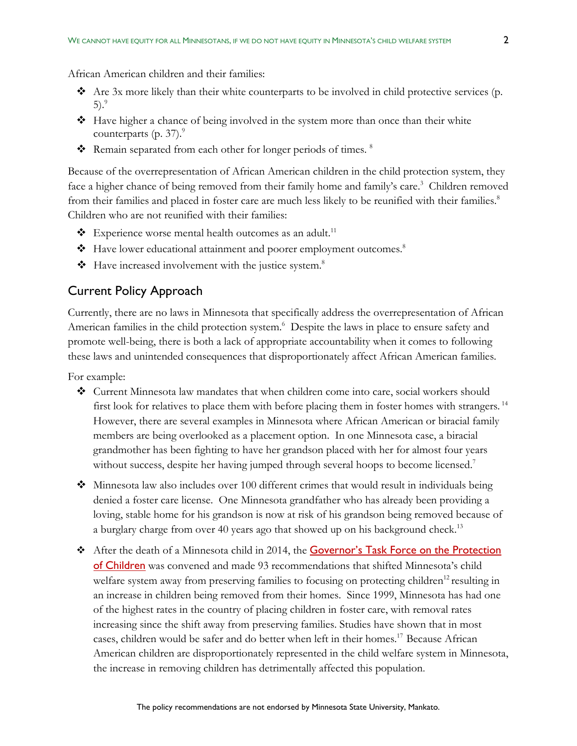African American children and their families:

- Are 3x more likely than their white counterparts to be involved in child protective services (p. 5).[9]
- Have higher a chance of being involved in the system more than once than their white counterparts (p. 37).[9]
- Remain separated from each other for longer periods of times. [8]

Because of the overrepresentation of African American children in the child protection system, they face a higher chance of being removed from their family home and family's care.[3] Children removed from their families and placed in foster care are much less likely to be reunified with their families.[8] Children who are not reunified with their families:

- Experience worse mental health outcomes as an adult.[11]
- Have lower educational attainment and poorer employment outcomes.[8]
- Have increased involvement with the justice system.[8]

## Current Policy Approach

Currently, there are no laws in Minnesota that specifically address the overrepresentation of African American families in the child protection system.[6] Despite the laws in place to ensure safety and promote well-being, there is both a lack of appropriate accountability when it comes to following these laws and unintended consequences that disproportionately affect African American families.

For example:

- Current Minnesota law mandates that when children come into care, social workers should first look for relatives to place them with before placing them in foster homes with strangers. [14] However, there are several examples in Minnesota where African American or biracial family members are being overlooked as a placement option. In one Minnesota case, a biracial grandmother has been fighting to have her grandson placed with her for almost four years without success, despite her having jumped through several hoops to become licensed.[7]

- Minnesota law also includes over 100 different crimes that would result in individuals being denied a foster care license. One Minnesota grandfather who has already been providing a loving, stable home for his grandson is now at risk of his grandson being removed because of a burglary charge from over 40 years ago that showed up on his background check.[13]

- After the death of a Minnesota child in 2014, the Governor's Task Force on the Protection of Children was convened and made 93 recommendations that shifted Minnesota's child welfare system away from preserving families to focusing on protecting children[12] resulting in an increase in children being removed from their homes. Since 1999, Minnesota has had one of the highest rates in the country of placing children in foster care, with removal rates increasing since the shift away from preserving families. Studies have shown that in most cases, children would be safer and do better when left in their homes.[17] Because African American children are disproportionately represented in the child welfare system in Minnesota, the increase in removing children has detrimentally affected this population.

The policy recommendations are not endorsed by Minnesota State University, Mankato.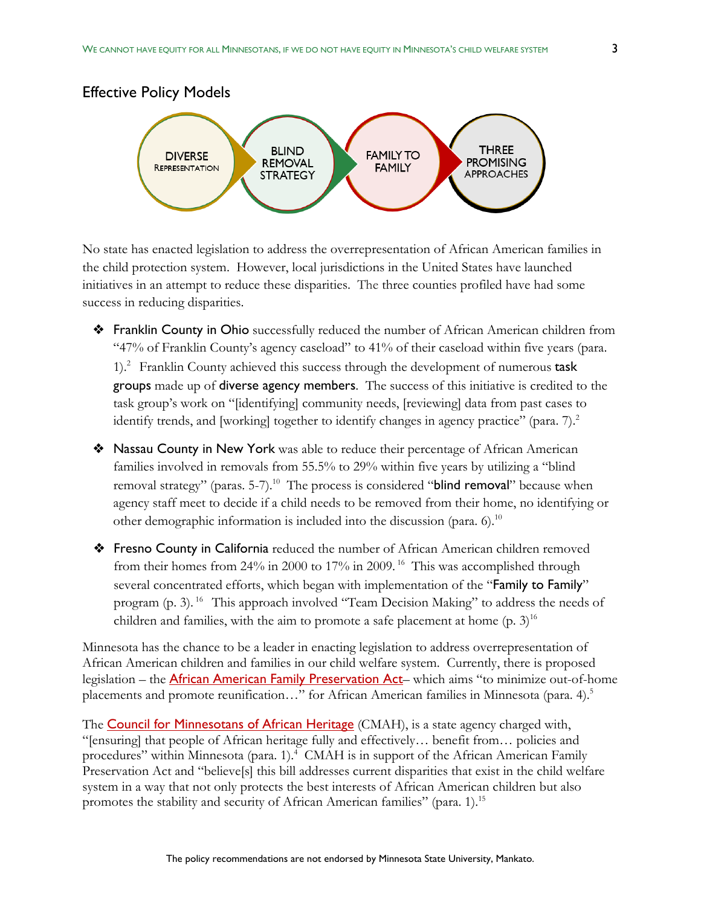## Effective Policy Models

DIVERSE REPRESENTATION → BLIND REMOVAL STRATEGY → FAMILY TO FAMILY → THREE PROMISING APPROACHES

No state has enacted legislation to address the overrepresentation of African American families in the child protection system. However, local jurisdictions in the United States have launched initiatives in an attempt to reduce these disparities. The three counties profiled have had some success in reducing disparities.

- Franklin County in Ohio successfully reduced the number of African American children from "47% of Franklin County's agency caseload" to 41% of their caseload within five years (para. 1).[2] Franklin County achieved this success through the development of numerous task groups made up of diverse agency members. The success of this initiative is credited to the task group's work on "[identifying] community needs, [reviewing] data from past cases to identify trends, and [working] together to identify changes in agency practice" (para. 7).[2]

- Nassau County in New York was able to reduce their percentage of African American families involved in removals from 55.5% to 29% within five years by utilizing a "blind removal strategy" (paras. 5-7).[10] The process is considered "blind removal" because when agency staff meet to decide if a child needs to be removed from their home, no identifying or other demographic information is included into the discussion (para. 6).[10]

- Fresno County in California reduced the number of African American children removed from their homes from 24% in 2000 to 17% in 2009.[16] This was accomplished through several concentrated efforts, which began with implementation of the "Family to Family" program (p. 3).[16] This approach involved "Team Decision Making" to address the needs of children and families, with the aim to promote a safe placement at home (p. 3)[16]

Minnesota has the chance to be a leader in enacting legislation to address overrepresentation of African American children and families in our child welfare system. Currently, there is proposed legislation – the African American Family Preservation Act– which aims "to minimize out-of-home placements and promote reunification…" for African American families in Minnesota (para. 4).[5]

The Council for Minnesotans of African Heritage (CMAH), is a state agency charged with, "[ensuring] that people of African heritage fully and effectively… benefit from… policies and procedures" within Minnesota (para. 1).[4] CMAH is in support of the African American Family Preservation Act and "believe[s] this bill addresses current disparities that exist in the child welfare system in a way that not only protects the best interests of African American children but also promotes the stability and security of African American families" (para. 1).[15]

The policy recommendations are not endorsed by Minnesota State University, Mankato.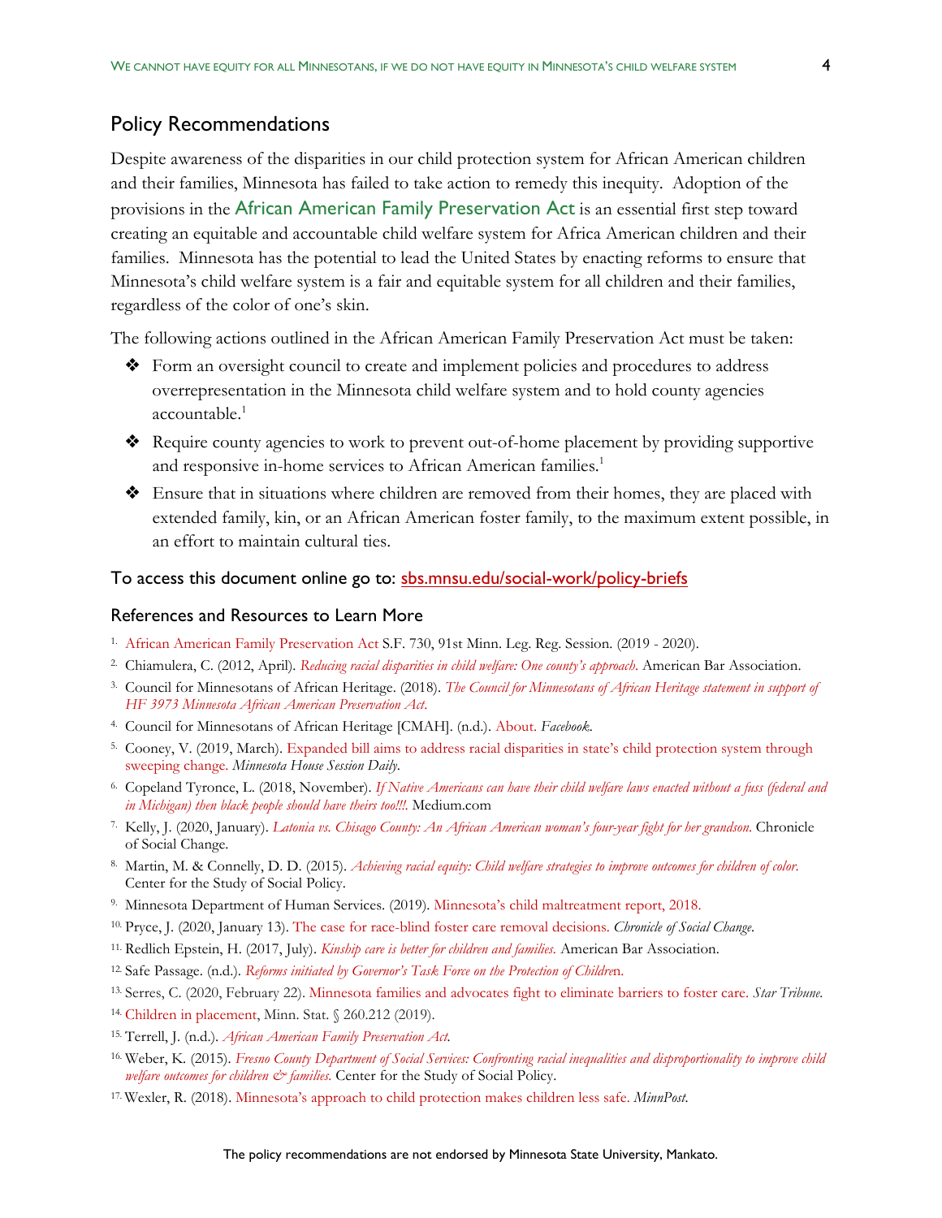## Policy Recommendations

Despite awareness of the disparities in our child protection system for African American children and their families, Minnesota has failed to take action to remedy this inequity. Adoption of the provisions in the African American Family Preservation Act is an essential first step toward creating an equitable and accountable child welfare system for Africa American children and their families. Minnesota has the potential to lead the United States by enacting reforms to ensure that Minnesota's child welfare system is a fair and equitable system for all children and their families, regardless of the color of one's skin.

The following actions outlined in the African American Family Preservation Act must be taken:

- Form an oversight council to create and implement policies and procedures to address overrepresentation in the Minnesota child welfare system and to hold county agencies accountable.[1]
- Require county agencies to work to prevent out-of-home placement by providing supportive and responsive in-home services to African American families.[1]
- Ensure that in situations where children are removed from their homes, they are placed with extended family, kin, or an African American foster family, to the maximum extent possible, in an effort to maintain cultural ties.

### To access this document online go to: sbs.mnsu.edu/social-work/policy-briefs

### References and Resources to Learn More

1. African American Family Preservation Act S.F. 730, 91st Minn. Leg. Reg. Session. (2019 - 2020).
2. Chiamulera, C. (2012, April). *Reducing racial disparities in child welfare: One county's approach.* American Bar Association.
3. Council for Minnesotans of African Heritage. (2018). *The Council for Minnesotans of African Heritage statement in support of HF 3973 Minnesota African American Preservation Act.*
4. Council for Minnesotans of African Heritage [CMAH]. (n.d.). About. *Facebook*.
5. Cooney, V. (2019, March). Expanded bill aims to address racial disparities in state's child protection system through sweeping change. *Minnesota House Session Daily.*
6. Copeland Tyronce, L. (2018, November). *If Native Americans can have their child welfare laws enacted without a fuss (federal and in Michigan) then black people should have theirs too!!!.* Medium.com
7. Kelly, J. (2020, January). *Latonia vs. Chisago County: An African American woman's four-year fight for her grandson.* Chronicle of Social Change.
8. Martin, M. & Connelly, D. D. (2015). *Achieving racial equity: Child welfare strategies to improve outcomes for children of color.* Center for the Study of Social Policy.
9. Minnesota Department of Human Services. (2019). Minnesota's child maltreatment report, 2018.
10. Pryce, J. (2020, January 13). The case for race-blind foster care removal decisions. *Chronicle of Social Change.*
11. Redlich Epstein, H. (2017, July). *Kinship care is better for children and families.* American Bar Association.
12. Safe Passage. (n.d.). *Reforms initiated by Governor's Task Force on the Protection of Children.*
13. Serres, C. (2020, February 22). Minnesota families and advocates fight to eliminate barriers to foster care. *Star Tribune.*
14. Children in placement, Minn. Stat. § 260.212 (2019).
15. Terrell, J. (n.d.). *African American Family Preservation Act.*
16. Weber, K. (2015). *Fresno County Department of Social Services: Confronting racial inequalities and disproportionality to improve child welfare outcomes for children & families.* Center for the Study of Social Policy.
17. Wexler, R. (2018). Minnesota's approach to child protection makes children less safe. *MinnPost.*

The policy recommendations are not endorsed by Minnesota State University, Mankato.